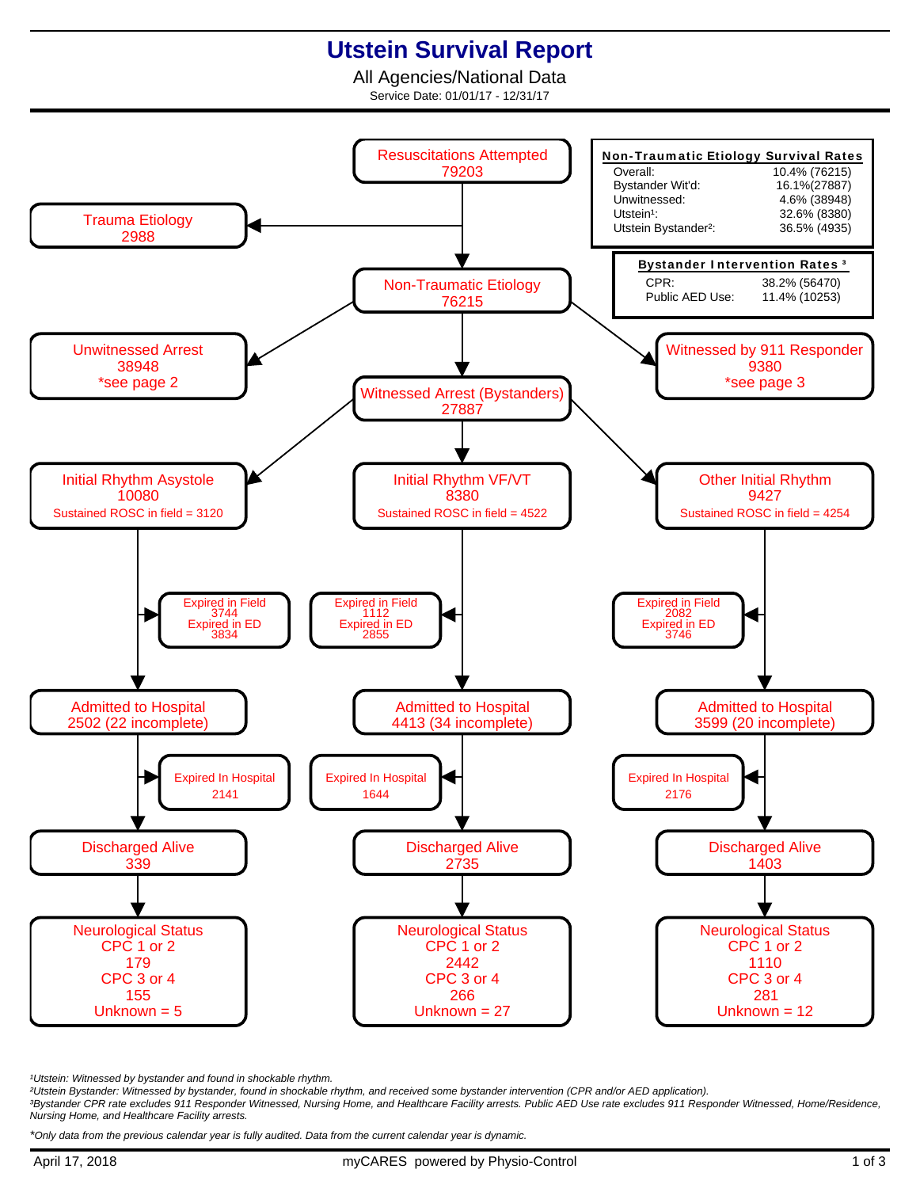# Utstein Survival Report

All Agencies/National Data

Service Date: 01/01/17 - 12/31/17

**Non-Traumatic Etiology Survival Rates**

| | |
|---|---|
| Overall: | 10.4% (76215) |
| Bystander Wit'd: | 16.1%(27887) |
| Unwitnessed: | 4.6% (38948) |
| Utstein[1]: | 32.6% (8380) |
| Utstein Bystander[2]: | 36.5% (4935) |

**Bystander Intervention Rates [3]**

| | |
|---|---|
| CPR: | 38.2% (56470) |
| Public AED Use: | 11.4% (10253) |

Resuscitations Attempted
79203

→ Trauma Etiology
2988

Non-Traumatic Etiology
76215

- Unwitnessed Arrest: 38948 *see page 2
- Witnessed by 911 Responder: 9380 *see page 3
- Witnessed Arrest (Bystanders): 27887

| | Initial Rhythm Asystole | Initial Rhythm VF/VT | Other Initial Rhythm |
|---|---|---|---|
| Total | 10080 | 8380 | 9427 |
| Sustained ROSC in field | 3120 | 4522 | 4254 |
| Expired in Field | 3744 | 1112 | 2082 |
| Expired in ED | 3834 | 2855 | 3746 |
| Admitted to Hospital | 2502 (22 incomplete) | 4413 (34 incomplete) | 3599 (20 incomplete) |
| Expired In Hospital | 2141 | 1644 | 2176 |
| Discharged Alive | 339 | 2735 | 1403 |
| Neurological Status CPC 1 or 2 | 179 | 2442 | 1110 |
| Neurological Status CPC 3 or 4 | 155 | 266 | 281 |
| Neurological Status Unknown | 5 | 27 | 12 |

[1]Utstein: Witnessed by bystander and found in shockable rhythm.

[2]Utstein Bystander: Witnessed by bystander, found in shockable rhythm, and received some bystander intervention (CPR and/or AED application).

[3]Bystander CPR rate excludes 911 Responder Witnessed, Nursing Home, and Healthcare Facility arrests. Public AED Use rate excludes 911 Responder Witnessed, Home/Residence, Nursing Home, and Healthcare Facility arrests.

*Only data from the previous calendar year is fully audited. Data from the current calendar year is dynamic.

April 17, 2018 — myCARES powered by Physio-Control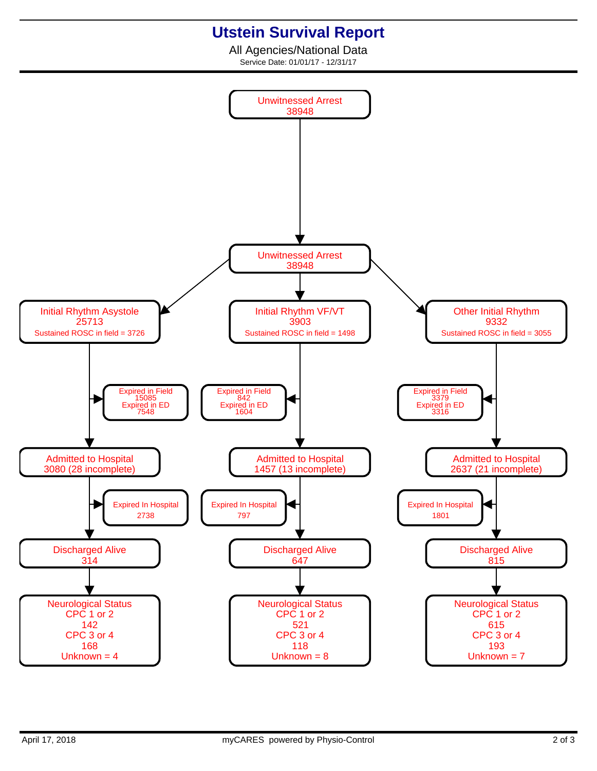# Utstein Survival Report

All Agencies/National Data

Service Date: 01/01/17 - 12/31/17

**Unwitnessed Arrest**
38948

↓

**Unwitnessed Arrest**
38948

| Initial Rhythm Asystole | Initial Rhythm VF/VT | Other Initial Rhythm |
|---|---|---|
| 25713 | 3903 | 9332 |
| Sustained ROSC in field = 3726 | Sustained ROSC in field = 1498 | Sustained ROSC in field = 3055 |
| Expired in Field 15085 | Expired in Field 842 | Expired in Field 3379 |
| Expired in ED 7548 | Expired in ED 1604 | Expired in ED 3316 |
| Admitted to Hospital 3080 (28 incomplete) | Admitted to Hospital 1457 (13 incomplete) | Admitted to Hospital 2637 (21 incomplete) |
| Expired In Hospital 2738 | Expired In Hospital 797 | Expired In Hospital 1801 |
| Discharged Alive 314 | Discharged Alive 647 | Discharged Alive 815 |
| Neurological Status | Neurological Status | Neurological Status |
| CPC 1 or 2: 142 | CPC 1 or 2: 521 | CPC 1 or 2: 615 |
| CPC 3 or 4: 168 | CPC 3 or 4: 118 | CPC 3 or 4: 193 |
| Unknown = 4 | Unknown = 8 | Unknown = 7 |

April 17, 2018

myCARES powered by Physio-Control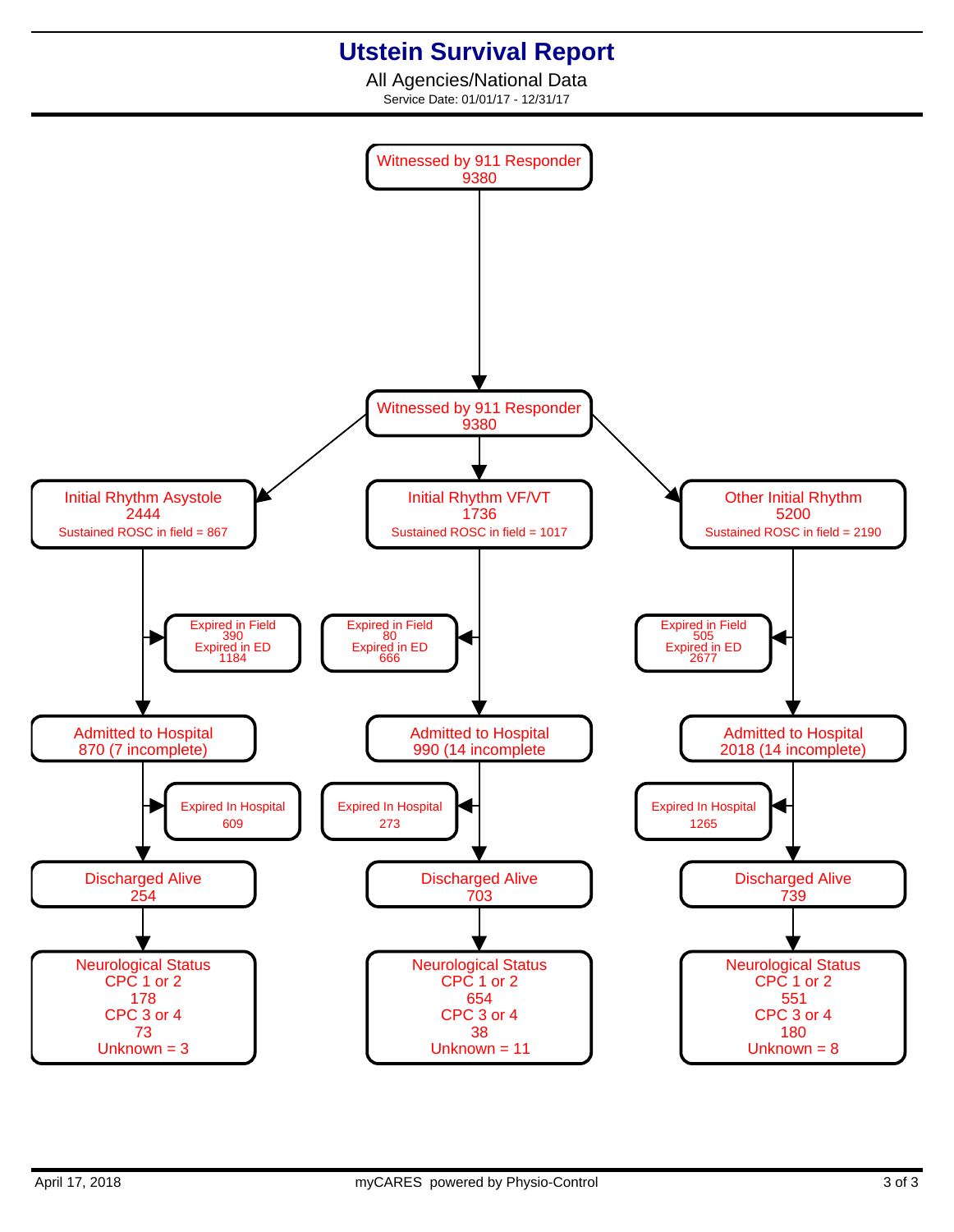# Utstein Survival Report

All Agencies/National Data

Service Date: 01/01/17 - 12/31/17

Witnessed by 911 Responder
9380

Witnessed by 911 Responder
9380

Initial Rhythm Asystole
2444
Sustained ROSC in field = 867

Initial Rhythm VF/VT
1736
Sustained ROSC in field = 1017

Other Initial Rhythm
5200
Sustained ROSC in field = 2190

Expired in Field
390
Expired in ED
1184

Expired in Field
80
Expired in ED
666

Expired in Field
505
Expired in ED
2677

Admitted to Hospital
870 (7 incomplete)

Admitted to Hospital
990 (14 incomplete

Admitted to Hospital
2018 (14 incomplete)

Expired In Hospital
609

Expired In Hospital
273

Expired In Hospital
1265

Discharged Alive
254

Discharged Alive
703

Discharged Alive
739

Neurological Status
CPC 1 or 2
178
CPC 3 or 4
73
Unknown = 3

Neurological Status
CPC 1 or 2
654
CPC 3 or 4
38
Unknown = 11

Neurological Status
CPC 1 or 2
551
CPC 3 or 4
180
Unknown = 8

April 17, 2018

myCARES powered by Physio-Control